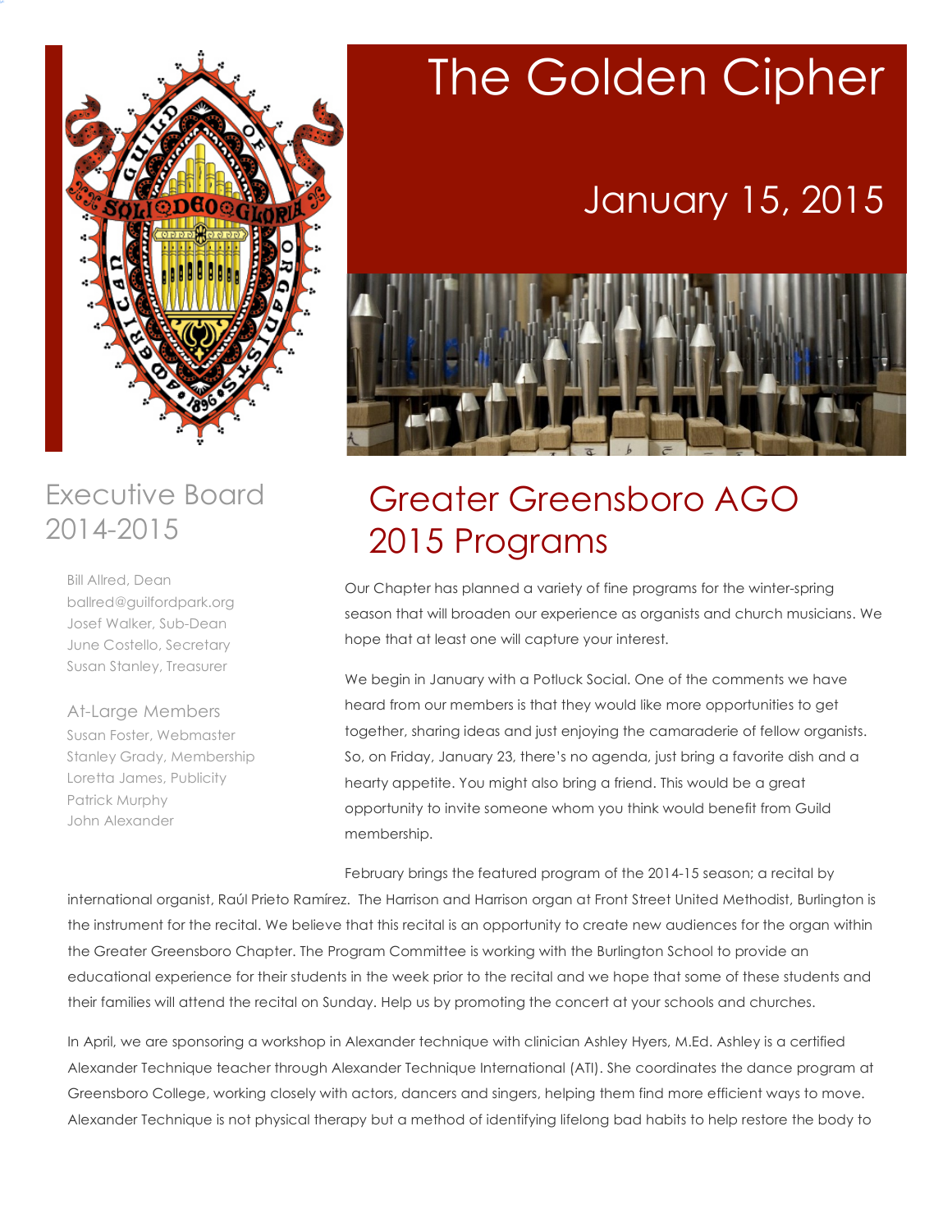# The Golden Cipher

January 15, 2015

## Executive Board 2014-2015

Bill Allred, Dean
ballred@guilfordpark.org
Josef Walker, Sub-Dean
June Costello, Secretary
Susan Stanley, Treasurer

### At-Large Members

Susan Foster, Webmaster
Stanley Grady, Membership
Loretta James, Publicity
Patrick Murphy
John Alexander

## Greater Greensboro AGO 2015 Programs

Our Chapter has planned a variety of fine programs for the winter-spring season that will broaden our experience as organists and church musicians. We hope that at least one will capture your interest.

We begin in January with a Potluck Social. One of the comments we have heard from our members is that they would like more opportunities to get together, sharing ideas and just enjoying the camaraderie of fellow organists. So, on Friday, January 23, there's no agenda, just bring a favorite dish and a hearty appetite. You might also bring a friend. This would be a great opportunity to invite someone whom you think would benefit from Guild membership.

February brings the featured program of the 2014-15 season; a recital by international organist, Raúl Prieto Ramírez. The Harrison and Harrison organ at Front Street United Methodist, Burlington is the instrument for the recital. We believe that this recital is an opportunity to create new audiences for the organ within the Greater Greensboro Chapter. The Program Committee is working with the Burlington School to provide an educational experience for their students in the week prior to the recital and we hope that some of these students and their families will attend the recital on Sunday. Help us by promoting the concert at your schools and churches.

In April, we are sponsoring a workshop in Alexander technique with clinician Ashley Hyers, M.Ed. Ashley is a certified Alexander Technique teacher through Alexander Technique International (ATI). She coordinates the dance program at Greensboro College, working closely with actors, dancers and singers, helping them find more efficient ways to move. Alexander Technique is not physical therapy but a method of identifying lifelong bad habits to help restore the body to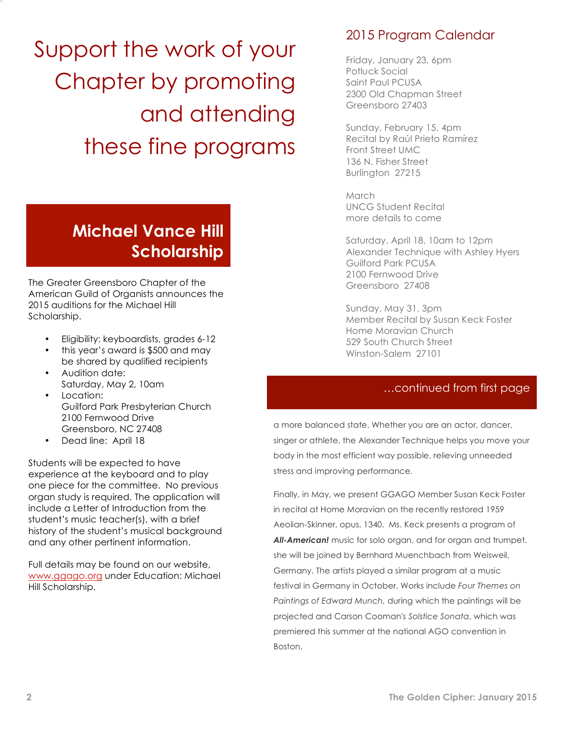# Support the work of your Chapter by promoting and attending these fine programs

## Michael Vance Hill Scholarship

The Greater Greensboro Chapter of the American Guild of Organists announces the 2015 auditions for the Michael Hill Scholarship.

- Eligibility: keyboardists, grades 6-12
- this year's award is $500 and may be shared by qualified recipients
- Audition date:
  Saturday, May 2, 10am
- Location:
  Guilford Park Presbyterian Church
  2100 Fernwood Drive
  Greensboro, NC 27408
- Dead line: April 18

Students will be expected to have experience at the keyboard and to play one piece for the committee. No previous organ study is required. The application will include a Letter of Introduction from the student's music teacher(s), with a brief history of the student's musical background and any other pertinent information.

Full details may be found on our website, www.ggago.org under Education: Michael Hill Scholarship.

## 2015 Program Calendar

Friday, January 23, 6pm
Potluck Social
Saint Paul PCUSA
2300 Old Chapman Street
Greensboro 27403

Sunday, February 15, 4pm
Recital by Raúl Prieto Ramírez
Front Street UMC
136 N. Fisher Street
Burlington 27215

March
UNCG Student Recital
more details to come

Saturday, April 18, 10am to 12pm
Alexander Technique with Ashley Hyers
Guilford Park PCUSA
2100 Fernwood Drive
Greensboro 27408

Sunday, May 31, 3pm
Member Recital by Susan Keck Foster
Home Moravian Church
529 South Church Street
Winston-Salem 27101

## …continued from first page

a more balanced state. Whether you are an actor, dancer, singer or athlete, the Alexander Technique helps you move your body in the most efficient way possible, relieving unneeded stress and improving performance.

Finally, in May, we present GGAGO Member Susan Keck Foster in recital at Home Moravian on the recently restored 1959 Aeolian-Skinner, opus. 1340. Ms. Keck presents a program of ***All-American!*** music for solo organ, and for organ and trumpet. she will be joined by Bernhard Muenchbach from Weisweil, Germany. The artists played a similar program at a music festival in Germany in October. Works include *Four Themes on Paintings of Edward Munch,* during which the paintings will be projected and Carson Cooman's *Solstice Sonata*, which was premiered this summer at the national AGO convention in Boston.